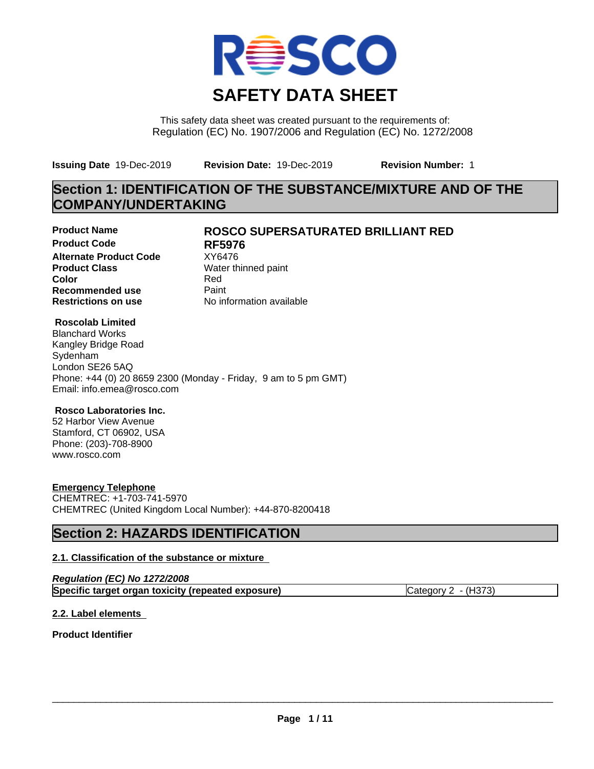# SAFETY DATA SHEET

This safety data sheet was created pursuant to the requirements of:
Regulation (EC) No. 1907/2006 and Regulation (EC) No. 1272/2008

**Issuing Date** 19-Dec-2019 **Revision Date:** 19-Dec-2019 **Revision Number:** 1

## Section 1: IDENTIFICATION OF THE SUBSTANCE/MIXTURE AND OF THE COMPANY/UNDERTAKING

| | |
|---|---|
| **Product Name** | **ROSCO SUPERSATURATED BRILLIANT RED** |
| **Product Code** | **RF5976** |
| **Alternate Product Code** | XY6476 |
| **Product Class** | Water thinned paint |
| **Color** | Red |
| **Recommended use** | Paint |
| **Restrictions on use** | No information available |

**Roscolab Limited**
Blanchard Works
Kangley Bridge Road
Sydenham
London SE26 5AQ
Phone: +44 (0) 20 8659 2300 (Monday - Friday, 9 am to 5 pm GMT)
Email: info.emea@rosco.com

**Rosco Laboratories Inc.**
52 Harbor View Avenue
Stamford, CT 06902, USA
Phone: (203)-708-8900
www.rosco.com

**Emergency Telephone**
CHEMTREC: +1-703-741-5970
CHEMTREC (United Kingdom Local Number): +44-870-8200418

## Section 2: HAZARDS IDENTIFICATION

### 2.1. Classification of the substance or mixture

***Regulation (EC) No 1272/2008***

| | |
|---|---|
| **Specific target organ toxicity (repeated exposure)** | Category 2 - (H373) |

### 2.2. Label elements

**Product Identifier**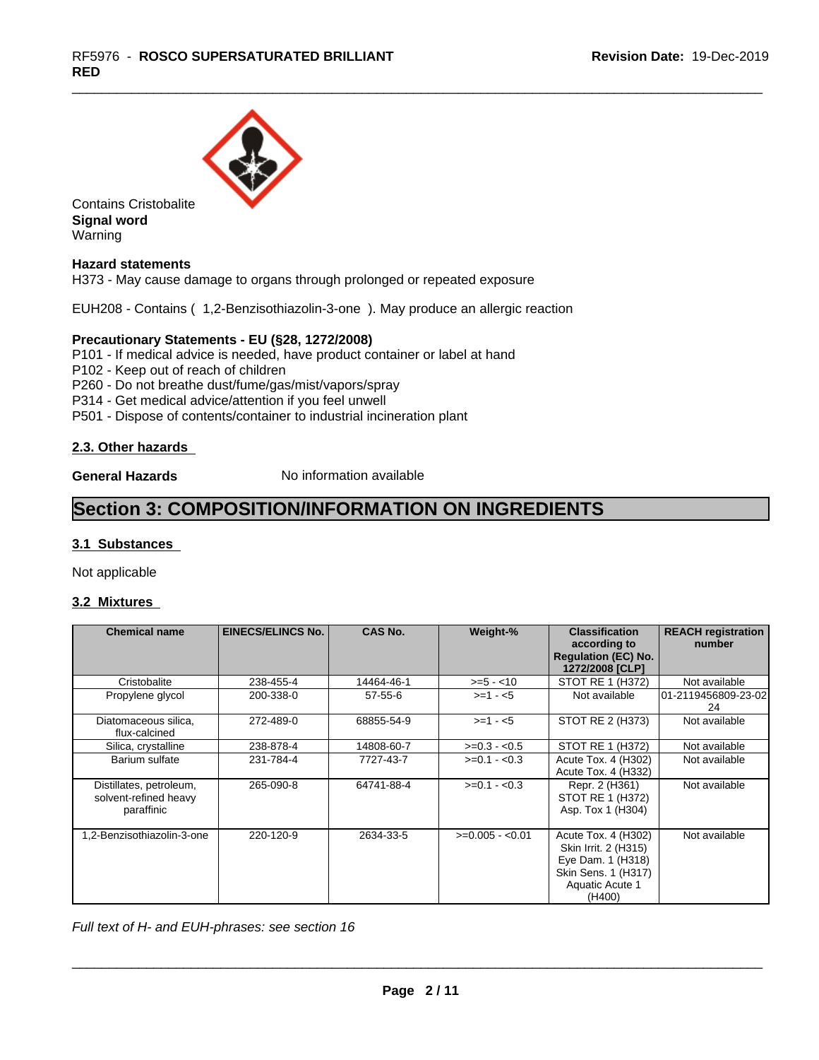Contains Cristobalite

**Signal word**

Warning

**Hazard statements**

H373 - May cause damage to organs through prolonged or repeated exposure

EUH208 - Contains ( 1,2-Benzisothiazolin-3-one ). May produce an allergic reaction

**Precautionary Statements - EU (§28, 1272/2008)**

P101 - If medical advice is needed, have product container or label at hand
P102 - Keep out of reach of children
P260 - Do not breathe dust/fume/gas/mist/vapors/spray
P314 - Get medical advice/attention if you feel unwell
P501 - Dispose of contents/container to industrial incineration plant

### 2.3. Other hazards

**General Hazards** No information available

## Section 3: COMPOSITION/INFORMATION ON INGREDIENTS

### 3.1 Substances

Not applicable

### 3.2 Mixtures

| Chemical name | EINECS/ELINCS No. | CAS No. | Weight-% | Classification according to Regulation (EC) No. 1272/2008 [CLP] | REACH registration number |
|---|---|---|---|---|---|
| Cristobalite | 238-455-4 | 14464-46-1 | >=5 - <10 | STOT RE 1 (H372) | Not available |
| Propylene glycol | 200-338-0 | 57-55-6 | >=1 - <5 | Not available | 01-2119456809-23-0224 |
| Diatomaceous silica, flux-calcined | 272-489-0 | 68855-54-9 | >=1 - <5 | STOT RE 2 (H373) | Not available |
| Silica, crystalline | 238-878-4 | 14808-60-7 | >=0.3 - <0.5 | STOT RE 1 (H372) | Not available |
| Barium sulfate | 231-784-4 | 7727-43-7 | >=0.1 - <0.3 | Acute Tox. 4 (H302)<br>Acute Tox. 4 (H332) | Not available |
| Distillates, petroleum, solvent-refined heavy paraffinic | 265-090-8 | 64741-88-4 | >=0.1 - <0.3 | Repr. 2 (H361)<br>STOT RE 1 (H372)<br>Asp. Tox 1 (H304) | Not available |
| 1,2-Benzisothiazolin-3-one | 220-120-9 | 2634-33-5 | >=0.005 - <0.01 | Acute Tox. 4 (H302)<br>Skin Irrit. 2 (H315)<br>Eye Dam. 1 (H318)<br>Skin Sens. 1 (H317)<br>Aquatic Acute 1 (H400) | Not available |

*Full text of H- and EUH-phrases: see section 16*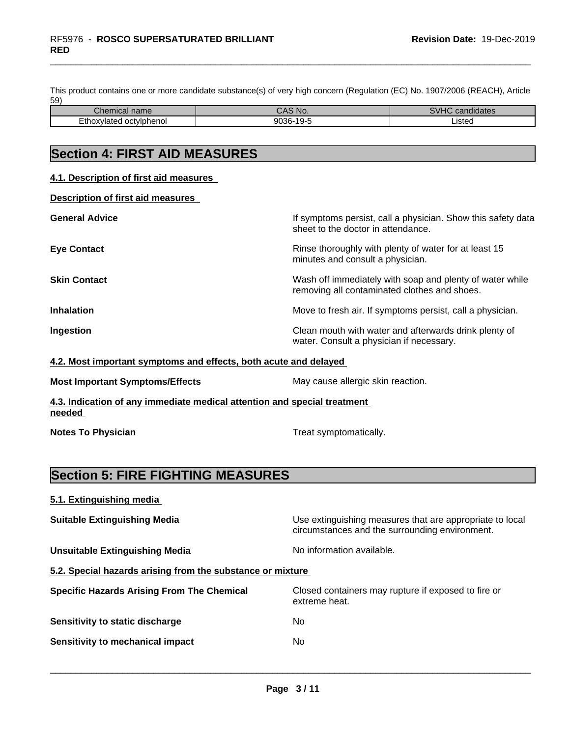This product contains one or more candidate substance(s) of very high concern (Regulation (EC) No. 1907/2006 (REACH), Article 59)

| Chemical name | CAS No. | SVHC candidates |
| --- | --- | --- |
| Ethoxylated octylphenol | 9036-19-5 | Listed |

# Section 4: FIRST AID MEASURES

## 4.1. Description of first aid measures

**Description of first aid measures**

**General Advice** If symptoms persist, call a physician. Show this safety data sheet to the doctor in attendance.

**Eye Contact** Rinse thoroughly with plenty of water for at least 15 minutes and consult a physician.

**Skin Contact** Wash off immediately with soap and plenty of water while removing all contaminated clothes and shoes.

**Inhalation** Move to fresh air. If symptoms persist, call a physician.

**Ingestion** Clean mouth with water and afterwards drink plenty of water. Consult a physician if necessary.

## 4.2. Most important symptoms and effects, both acute and delayed

**Most Important Symptoms/Effects** May cause allergic skin reaction.

## 4.3. Indication of any immediate medical attention and special treatment needed

**Notes To Physician** Treat symptomatically.

# Section 5: FIRE FIGHTING MEASURES

## 5.1. Extinguishing media

**Suitable Extinguishing Media** Use extinguishing measures that are appropriate to local circumstances and the surrounding environment.

**Unsuitable Extinguishing Media** No information available.

## 5.2. Special hazards arising from the substance or mixture

**Specific Hazards Arising From The Chemical** Closed containers may rupture if exposed to fire or extreme heat.

**Sensitivity to static discharge** No

**Sensitivity to mechanical impact** No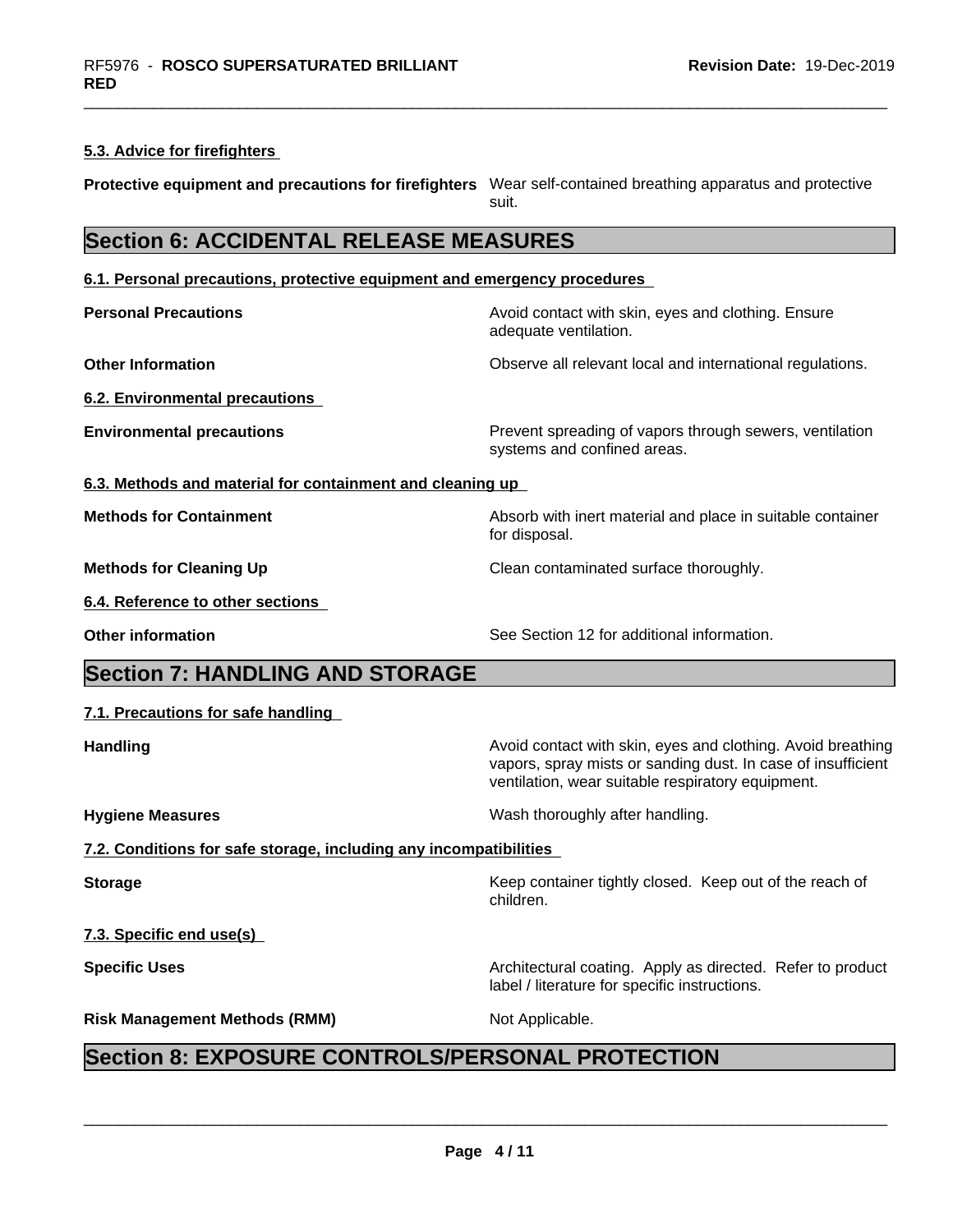### 5.3. Advice for firefighters

| | |
|---|---|
| **Protective equipment and precautions for firefighters** | Wear self-contained breathing apparatus and protective suit. |

## Section 6: ACCIDENTAL RELEASE MEASURES

### 6.1. Personal precautions, protective equipment and emergency procedures

| | |
|---|---|
| **Personal Precautions** | Avoid contact with skin, eyes and clothing. Ensure adequate ventilation. |
| **Other Information** | Observe all relevant local and international regulations. |

### 6.2. Environmental precautions

| | |
|---|---|
| **Environmental precautions** | Prevent spreading of vapors through sewers, ventilation systems and confined areas. |

### 6.3. Methods and material for containment and cleaning up

| | |
|---|---|
| **Methods for Containment** | Absorb with inert material and place in suitable container for disposal. |
| **Methods for Cleaning Up** | Clean contaminated surface thoroughly. |

### 6.4. Reference to other sections

| | |
|---|---|
| **Other information** | See Section 12 for additional information. |

## Section 7: HANDLING AND STORAGE

### 7.1. Precautions for safe handling

| | |
|---|---|
| **Handling** | Avoid contact with skin, eyes and clothing. Avoid breathing vapors, spray mists or sanding dust. In case of insufficient ventilation, wear suitable respiratory equipment. |
| **Hygiene Measures** | Wash thoroughly after handling. |

### 7.2. Conditions for safe storage, including any incompatibilities

| | |
|---|---|
| **Storage** | Keep container tightly closed. Keep out of the reach of children. |

### 7.3. Specific end use(s)

| | |
|---|---|
| **Specific Uses** | Architectural coating. Apply as directed. Refer to product label / literature for specific instructions. |
| **Risk Management Methods (RMM)** | Not Applicable. |

## Section 8: EXPOSURE CONTROLS/PERSONAL PROTECTION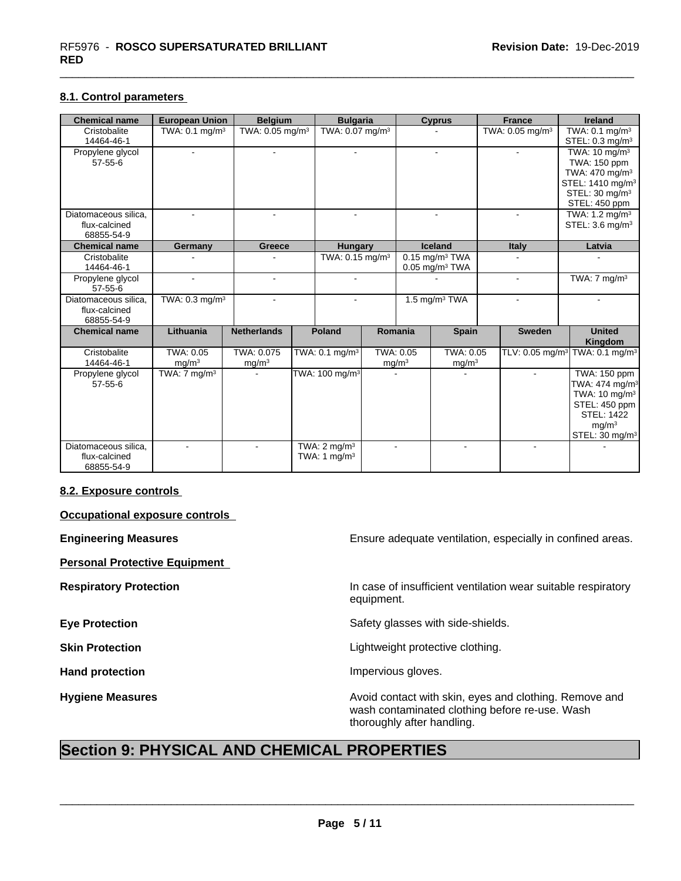### 8.1. Control parameters

| Chemical name | European Union | Belgium | Bulgaria | Cyprus | France | Ireland |
|---|---|---|---|---|---|---|
| Cristobalite<br>14464-46-1 | TWA: 0.1 mg/m³ | TWA: 0.05 mg/m³ | TWA: 0.07 mg/m³ | - | TWA: 0.05 mg/m³ | TWA: 0.1 mg/m³<br>STEL: 0.3 mg/m³ |
| Propylene glycol<br>57-55-6 | - | - | - | - | - | TWA: 10 mg/m³<br>TWA: 150 ppm<br>TWA: 470 mg/m³<br>STEL: 1410 mg/m³<br>STEL: 30 mg/m³<br>STEL: 450 ppm |
| Diatomaceous silica, flux-calcined<br>68855-54-9 | - | - | - | - | - | TWA: 1.2 mg/m³<br>STEL: 3.6 mg/m³ |
| **Chemical name** | **Germany** | **Greece** | **Hungary** | **Iceland** | **Italy** | **Latvia** |
| Cristobalite<br>14464-46-1 | - | - | TWA: 0.15 mg/m³ | 0.15 mg/m³ TWA<br>0.05 mg/m³ TWA | - | - |
| Propylene glycol<br>57-55-6 | - | - | - | - | - | TWA: 7 mg/m³ |
| Diatomaceous silica, flux-calcined<br>68855-54-9 | TWA: 0.3 mg/m³ | - | - | 1.5 mg/m³ TWA | - | - |

| Chemical name | Lithuania | Netherlands | Poland | Romania | Spain | Sweden | United Kingdom |
|---|---|---|---|---|---|---|---|
| Cristobalite<br>14464-46-1 | TWA: 0.05 mg/m³ | TWA: 0.075 mg/m³ | TWA: 0.1 mg/m³ | TWA: 0.05 mg/m³ | TWA: 0.05 mg/m³ | TLV: 0.05 mg/m³ | TWA: 0.1 mg/m³ |
| Propylene glycol<br>57-55-6 | TWA: 7 mg/m³ | - | TWA: 100 mg/m³ | - | - | - | TWA: 150 ppm<br>TWA: 474 mg/m³<br>TWA: 10 mg/m³<br>STEL: 450 ppm<br>STEL: 1422 mg/m³<br>STEL: 30 mg/m³ |
| Diatomaceous silica, flux-calcined<br>68855-54-9 | - | - | TWA: 2 mg/m³<br>TWA: 1 mg/m³ | - | - | - | - |

### 8.2. Exposure controls

**Occupational exposure controls**

**Engineering Measures** Ensure adequate ventilation, especially in confined areas.

**Personal Protective Equipment**

**Respiratory Protection** In case of insufficient ventilation wear suitable respiratory equipment.

**Eye Protection** Safety glasses with side-shields.

**Skin Protection** Lightweight protective clothing.

**Hand protection** Impervious gloves.

**Hygiene Measures** Avoid contact with skin, eyes and clothing. Remove and wash contaminated clothing before re-use. Wash thoroughly after handling.

# Section 9: PHYSICAL AND CHEMICAL PROPERTIES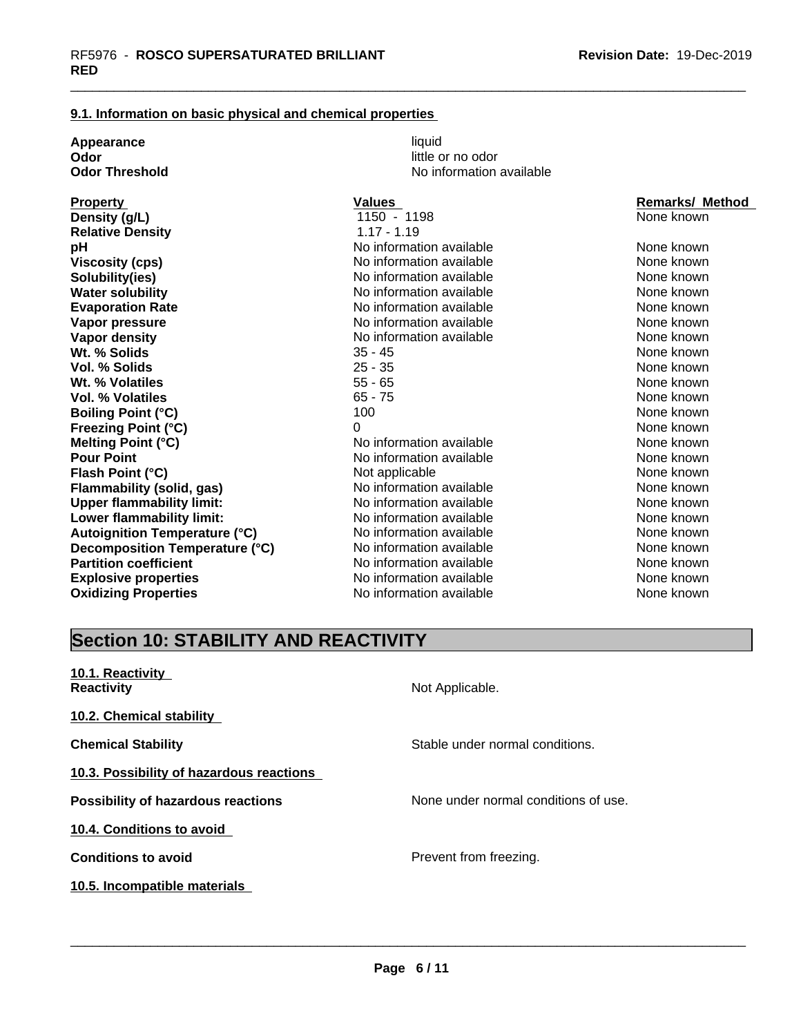### 9.1. Information on basic physical and chemical properties

| | |
|---|---|
| **Appearance** | liquid |
| **Odor** | little or no odor |
| **Odor Threshold** | No information available |

| **Property** | **Values** | **Remarks/ Method** |
|---|---|---|
| **Density (g/L)** | 1150 - 1198 | None known |
| **Relative Density** | 1.17 - 1.19 | |
| **pH** | No information available | None known |
| **Viscosity (cps)** | No information available | None known |
| **Solubility(ies)** | No information available | None known |
| **Water solubility** | No information available | None known |
| **Evaporation Rate** | No information available | None known |
| **Vapor pressure** | No information available | None known |
| **Vapor density** | No information available | None known |
| **Wt. % Solids** | 35 - 45 | None known |
| **Vol. % Solids** | 25 - 35 | None known |
| **Wt. % Volatiles** | 55 - 65 | None known |
| **Vol. % Volatiles** | 65 - 75 | None known |
| **Boiling Point (°C)** | 100 | None known |
| **Freezing Point (°C)** | 0 | None known |
| **Melting Point (°C)** | No information available | None known |
| **Pour Point** | No information available | None known |
| **Flash Point (°C)** | Not applicable | None known |
| **Flammability (solid, gas)** | No information available | None known |
| **Upper flammability limit:** | No information available | None known |
| **Lower flammability limit:** | No information available | None known |
| **Autoignition Temperature (°C)** | No information available | None known |
| **Decomposition Temperature (°C)** | No information available | None known |
| **Partition coefficient** | No information available | None known |
| **Explosive properties** | No information available | None known |
| **Oxidizing Properties** | No information available | None known |

## Section 10: STABILITY AND REACTIVITY

### 10.1. Reactivity

**Reactivity** — Not Applicable.

### 10.2. Chemical stability

**Chemical Stability** — Stable under normal conditions.

### 10.3. Possibility of hazardous reactions

**Possibility of hazardous reactions** — None under normal conditions of use.

### 10.4. Conditions to avoid

**Conditions to avoid** — Prevent from freezing.

### 10.5. Incompatible materials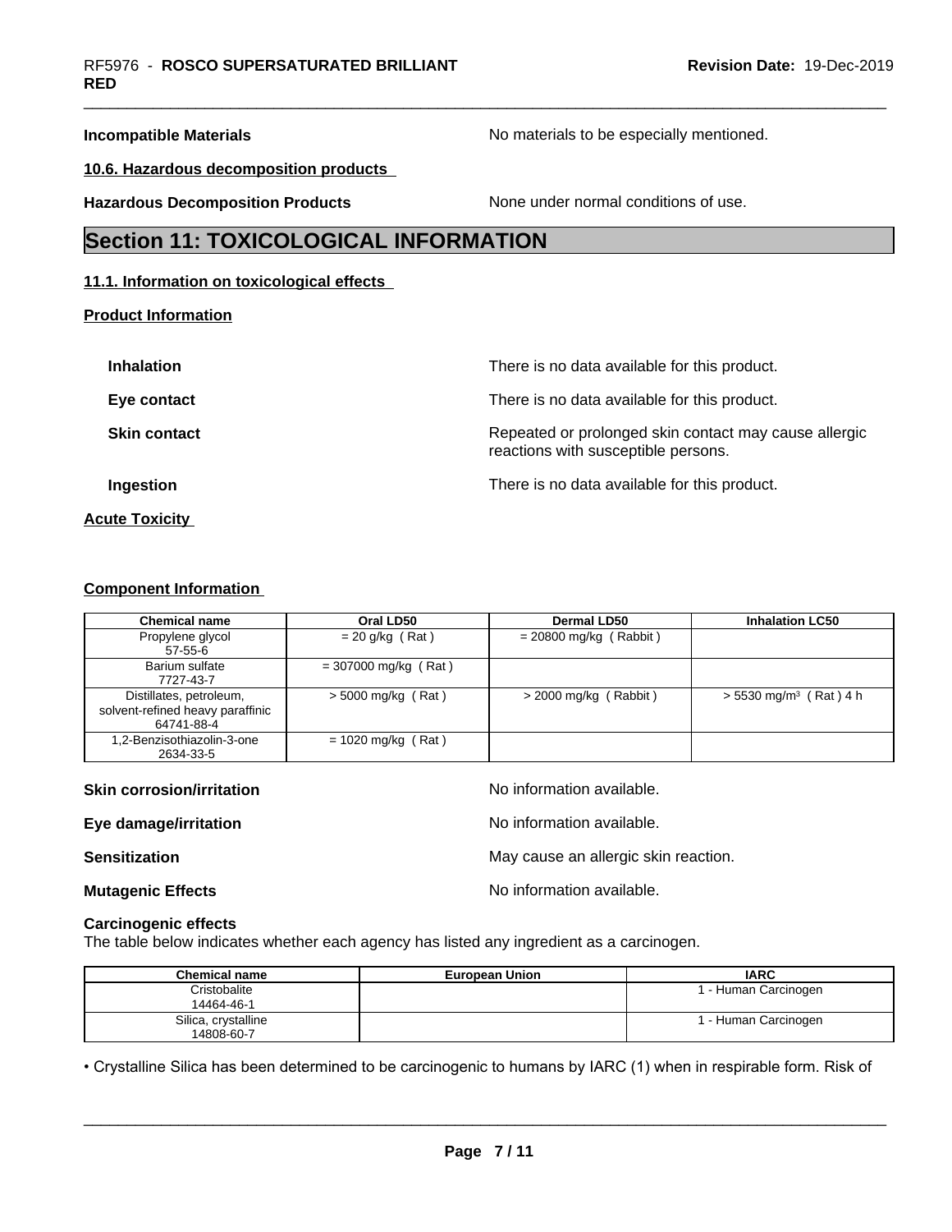**Incompatible Materials** No materials to be especially mentioned.

**10.6. Hazardous decomposition products**

**Hazardous Decomposition Products** None under normal conditions of use.

# Section 11: TOXICOLOGICAL INFORMATION

**11.1. Information on toxicological effects**

**Product Information**

**Inhalation** There is no data available for this product.

**Eye contact** There is no data available for this product.

**Skin contact** Repeated or prolonged skin contact may cause allergic reactions with susceptible persons.

**Ingestion** There is no data available for this product.

**Acute Toxicity**

**Component Information**

| Chemical name | Oral LD50 | Dermal LD50 | Inhalation LC50 |
|---|---|---|---|
| Propylene glycol 57-55-6 | = 20 g/kg ( Rat ) | = 20800 mg/kg ( Rabbit ) | |
| Barium sulfate 7727-43-7 | = 307000 mg/kg ( Rat ) | | |
| Distillates, petroleum, solvent-refined heavy paraffinic 64741-88-4 | > 5000 mg/kg ( Rat ) | > 2000 mg/kg ( Rabbit ) | > 5530 mg/m³ ( Rat ) 4 h |
| 1,2-Benzisothiazolin-3-one 2634-33-5 | = 1020 mg/kg ( Rat ) | | |

**Skin corrosion/irritation** No information available.

**Eye damage/irritation** No information available.

**Sensitization** May cause an allergic skin reaction.

**Mutagenic Effects** No information available.

**Carcinogenic effects**
The table below indicates whether each agency has listed any ingredient as a carcinogen.

| Chemical name | European Union | IARC |
|---|---|---|
| Cristobalite 14464-46-1 | | 1 - Human Carcinogen |
| Silica, crystalline 14808-60-7 | | 1 - Human Carcinogen |

• Crystalline Silica has been determined to be carcinogenic to humans by IARC (1) when in respirable form. Risk of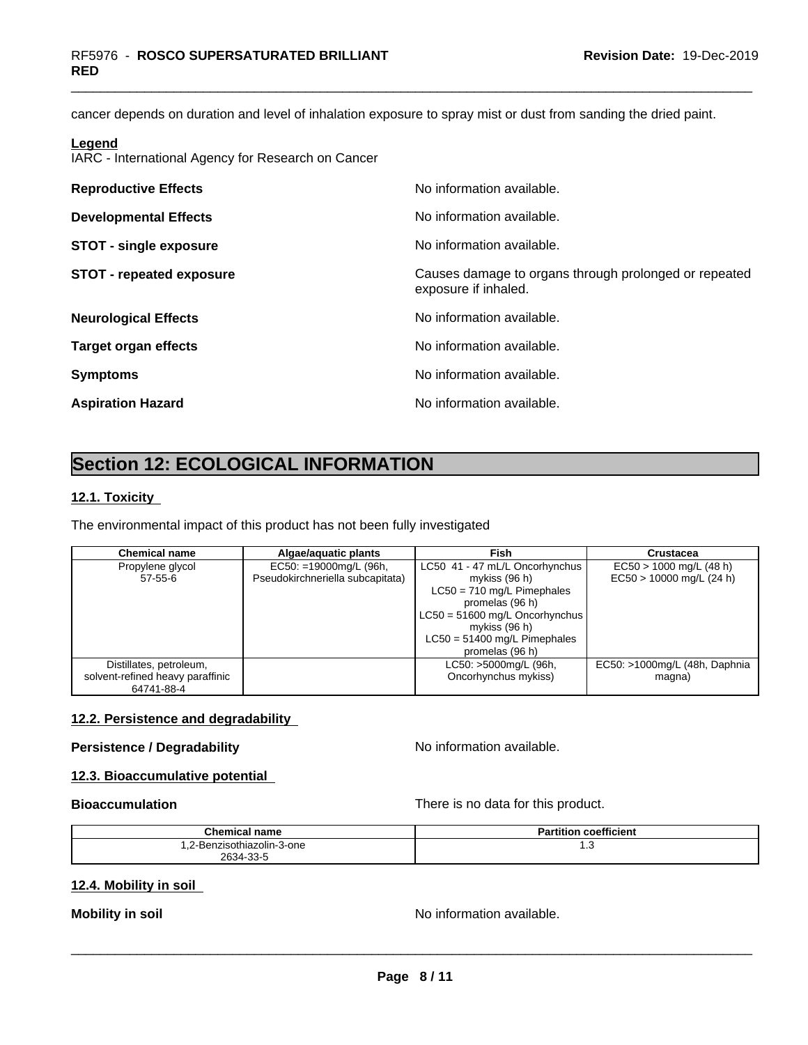cancer depends on duration and level of inhalation exposure to spray mist or dust from sanding the dried paint.

**Legend**
IARC - International Agency for Research on Cancer

**Reproductive Effects** No information available.

**Developmental Effects** No information available.

**STOT - single exposure** No information available.

**STOT - repeated exposure** Causes damage to organs through prolonged or repeated exposure if inhaled.

**Neurological Effects** No information available.

**Target organ effects** No information available.

**Symptoms** No information available.

**Aspiration Hazard** No information available.

## Section 12: ECOLOGICAL INFORMATION

### 12.1. Toxicity

The environmental impact of this product has not been fully investigated

| Chemical name | Algae/aquatic plants | Fish | Crustacea |
|---|---|---|---|
| Propylene glycol 57-55-6 | EC50: =19000mg/L (96h, Pseudokirchneriella subcapitata) | LC50 41 - 47 mL/L Oncorhynchus mykiss (96 h) LC50 = 710 mg/L Pimephales promelas (96 h) LC50 = 51600 mg/L Oncorhynchus mykiss (96 h) LC50 = 51400 mg/L Pimephales promelas (96 h) | EC50 > 1000 mg/L (48 h) EC50 > 10000 mg/L (24 h) |
| Distillates, petroleum, solvent-refined heavy paraffinic 64741-88-4 | | LC50: >5000mg/L (96h, Oncorhynchus mykiss) | EC50: >1000mg/L (48h, Daphnia magna) |

### 12.2. Persistence and degradability

**Persistence / Degradability** No information available.

### 12.3. Bioaccumulative potential

**Bioaccumulation** There is no data for this product.

| Chemical name | Partition coefficient |
|---|---|
| 1,2-Benzisothiazolin-3-one 2634-33-5 | 1.3 |

### 12.4. Mobility in soil

**Mobility in soil** No information available.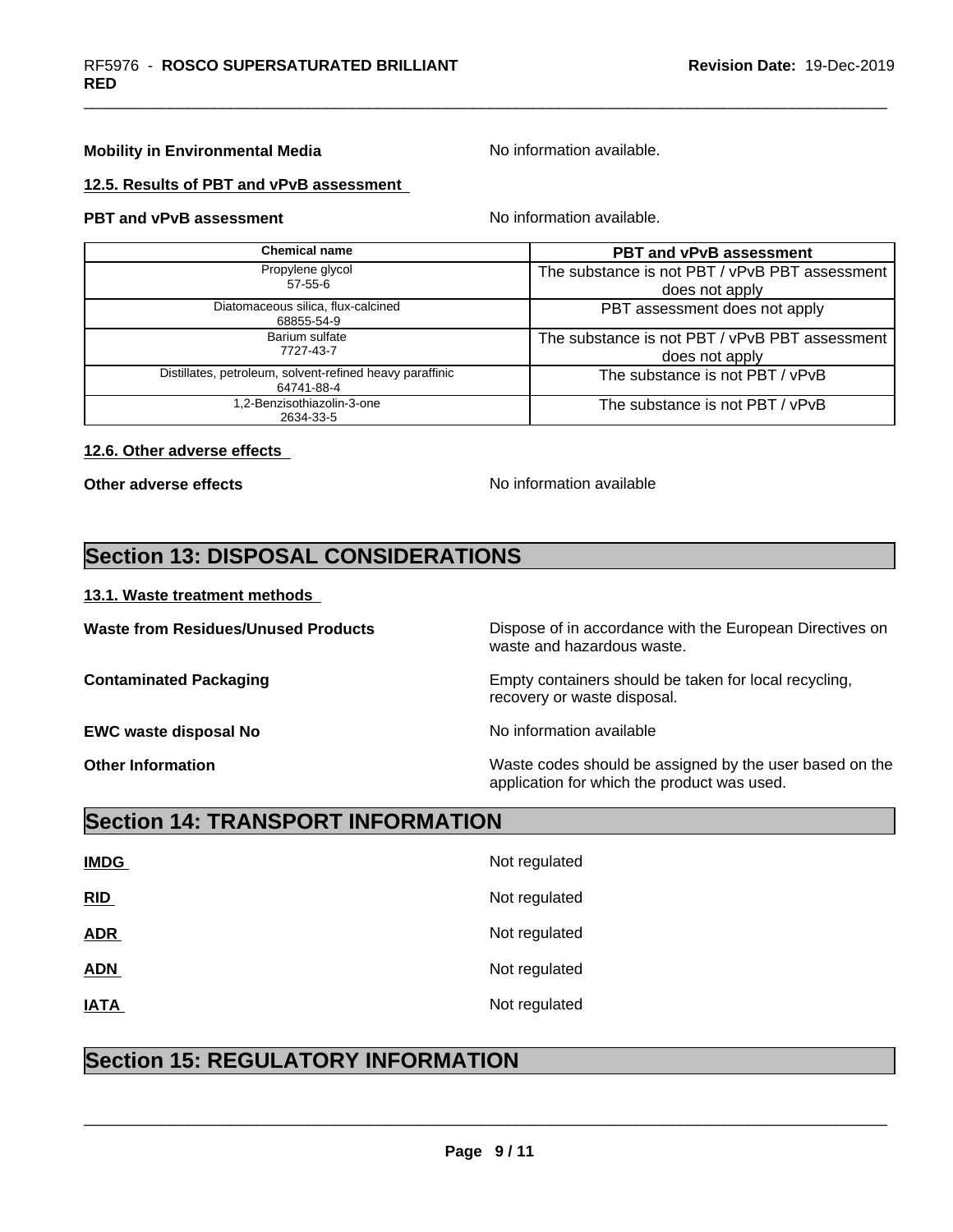**Mobility in Environmental Media** No information available.

**12.5. Results of PBT and vPvB assessment**

**PBT and vPvB assessment** No information available.

| Chemical name | PBT and vPvB assessment |
|---|---|
| Propylene glycol<br>57-55-6 | The substance is not PBT / vPvB PBT assessment does not apply |
| Diatomaceous silica, flux-calcined<br>68855-54-9 | PBT assessment does not apply |
| Barium sulfate<br>7727-43-7 | The substance is not PBT / vPvB PBT assessment does not apply |
| Distillates, petroleum, solvent-refined heavy paraffinic<br>64741-88-4 | The substance is not PBT / vPvB |
| 1,2-Benzisothiazolin-3-one<br>2634-33-5 | The substance is not PBT / vPvB |

**12.6. Other adverse effects**

**Other adverse effects** No information available

## Section 13: DISPOSAL CONSIDERATIONS

**13.1. Waste treatment methods**

**Waste from Residues/Unused Products** Dispose of in accordance with the European Directives on waste and hazardous waste.

**Contaminated Packaging** Empty containers should be taken for local recycling, recovery or waste disposal.

**EWC waste disposal No** No information available

**Other Information** Waste codes should be assigned by the user based on the application for which the product was used.

## Section 14: TRANSPORT INFORMATION

**IMDG** Not regulated

**RID** Not regulated

**ADR** Not regulated

**ADN** Not regulated

**IATA** Not regulated

## Section 15: REGULATORY INFORMATION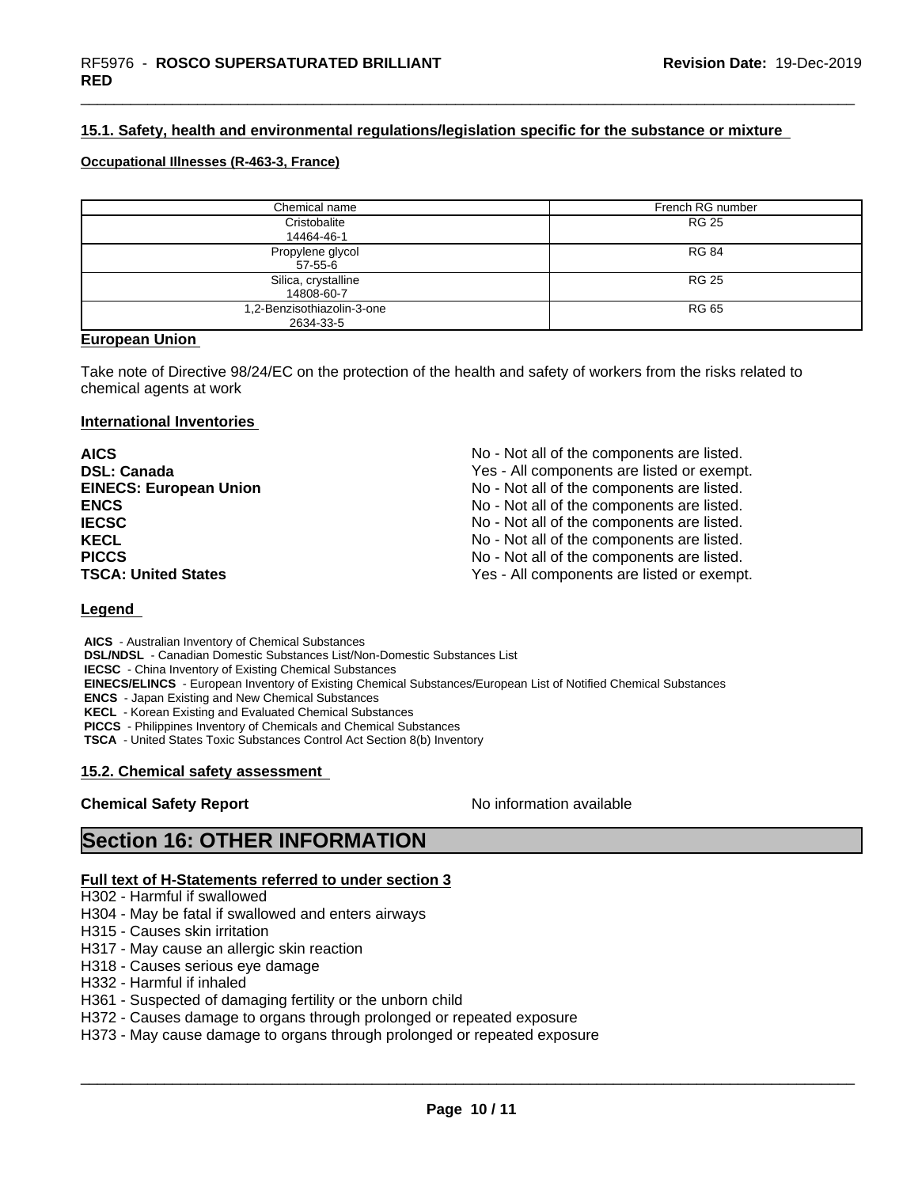### 15.1. Safety, health and environmental regulations/legislation specific for the substance or mixture

**Occupational Illnesses (R-463-3, France)**

| Chemical name | French RG number |
| --- | --- |
| Cristobalite<br>14464-46-1 | RG 25 |
| Propylene glycol<br>57-55-6 | RG 84 |
| Silica, crystalline<br>14808-60-7 | RG 25 |
| 1,2-Benzisothiazolin-3-one<br>2634-33-5 | RG 65 |

**European Union**

Take note of Directive 98/24/EC on the protection of the health and safety of workers from the risks related to chemical agents at work

**International Inventories**

| | |
| --- | --- |
| **AICS** | No - Not all of the components are listed. |
| **DSL: Canada** | Yes - All components are listed or exempt. |
| **EINECS: European Union** | No - Not all of the components are listed. |
| **ENCS** | No - Not all of the components are listed. |
| **IECSC** | No - Not all of the components are listed. |
| **KECL** | No - Not all of the components are listed. |
| **PICCS** | No - Not all of the components are listed. |
| **TSCA: United States** | Yes - All components are listed or exempt. |

**Legend**

**AICS** - Australian Inventory of Chemical Substances
**DSL/NDSL** - Canadian Domestic Substances List/Non-Domestic Substances List
**IECSC** - China Inventory of Existing Chemical Substances
**EINECS/ELINCS** - European Inventory of Existing Chemical Substances/European List of Notified Chemical Substances
**ENCS** - Japan Existing and New Chemical Substances
**KECL** - Korean Existing and Evaluated Chemical Substances
**PICCS** - Philippines Inventory of Chemicals and Chemical Substances
**TSCA** - United States Toxic Substances Control Act Section 8(b) Inventory

### 15.2. Chemical safety assessment

**Chemical Safety Report** No information available

## Section 16: OTHER INFORMATION

**Full text of H-Statements referred to under section 3**

H302 - Harmful if swallowed
H304 - May be fatal if swallowed and enters airways
H315 - Causes skin irritation
H317 - May cause an allergic skin reaction
H318 - Causes serious eye damage
H332 - Harmful if inhaled
H361 - Suspected of damaging fertility or the unborn child
H372 - Causes damage to organs through prolonged or repeated exposure
H373 - May cause damage to organs through prolonged or repeated exposure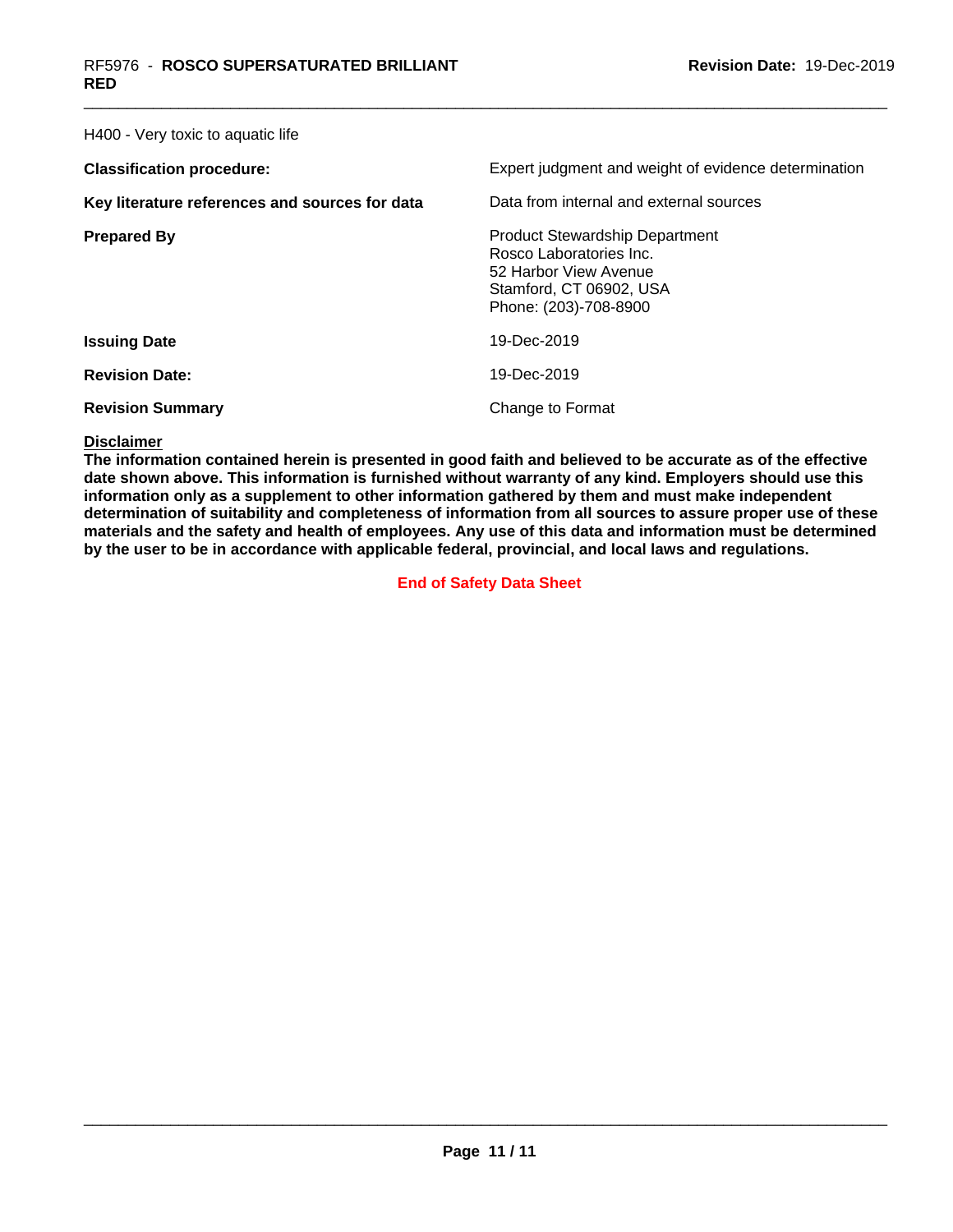H400 - Very toxic to aquatic life

| | |
|---|---|
| **Classification procedure:** | Expert judgment and weight of evidence determination |
| **Key literature references and sources for data** | Data from internal and external sources |
| **Prepared By** | Product Stewardship Department<br>Rosco Laboratories Inc.<br>52 Harbor View Avenue<br>Stamford, CT 06902, USA<br>Phone: (203)-708-8900 |
| **Issuing Date** | 19-Dec-2019 |
| **Revision Date:** | 19-Dec-2019 |
| **Revision Summary** | Change to Format |

**Disclaimer**

**The information contained herein is presented in good faith and believed to be accurate as of the effective date shown above. This information is furnished without warranty of any kind. Employers should use this information only as a supplement to other information gathered by them and must make independent determination of suitability and completeness of information from all sources to assure proper use of these materials and the safety and health of employees. Any use of this data and information must be determined by the user to be in accordance with applicable federal, provincial, and local laws and regulations.**

**End of Safety Data Sheet**